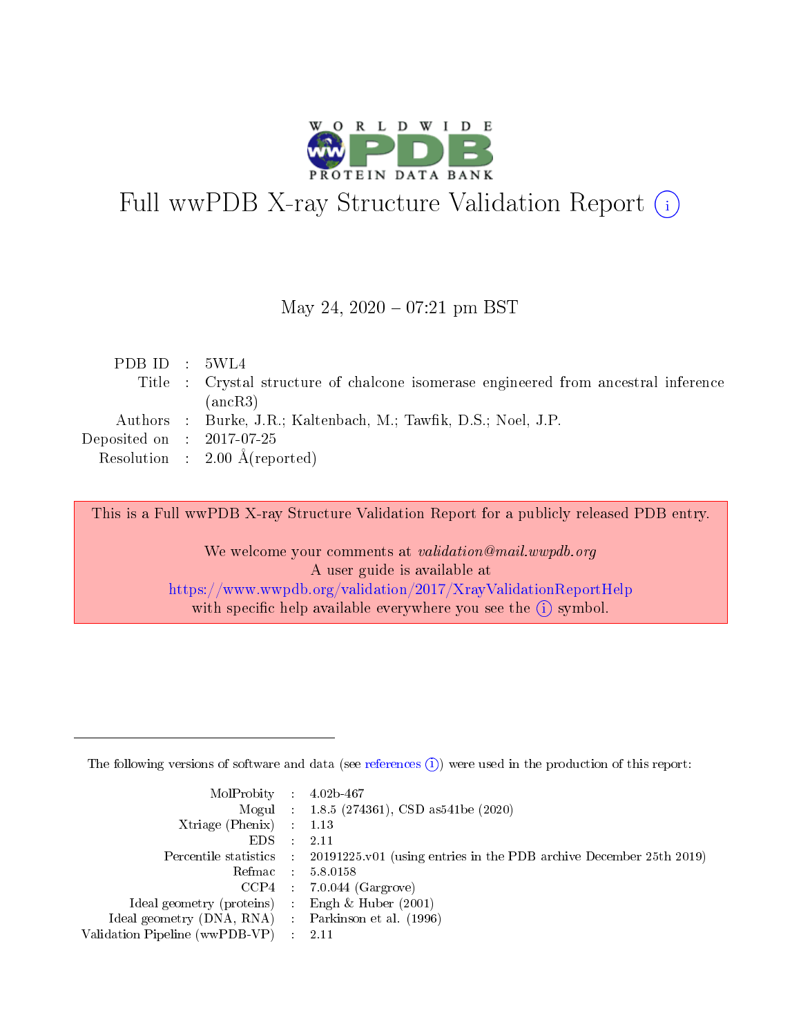# Full wwPDB X-ray Structure Validation Report (i)

May 24, 2020 – 07:21 pm BST

| | | |
|---|---|---|
| PDB ID | : | 5WL4 |
| Title | : | Crystal structure of chalcone isomerase engineered from ancestral inference (ancR3) |
| Authors | : | Burke, J.R.; Kaltenbach, M.; Tawfik, D.S.; Noel, J.P. |
| Deposited on | : | 2017-07-25 |
| Resolution | : | 2.00 Å(reported) |

This is a Full wwPDB X-ray Structure Validation Report for a publicly released PDB entry.

We welcome your comments at *validation@mail.wwpdb.org*
A user guide is available at
https://www.wwpdb.org/validation/2017/XrayValidationReportHelp
with specific help available everywhere you see the (i) symbol.

---

The following versions of software and data (see references (i)) were used in the production of this report:

| | | |
|---|---|---|
| MolProbity | : | 4.02b-467 |
| Mogul | : | 1.8.5 (274361), CSD as541be (2020) |
| Xtriage (Phenix) | : | 1.13 |
| EDS | : | 2.11 |
| Percentile statistics | : | 20191225.v01 (using entries in the PDB archive December 25th 2019) |
| Refmac | : | 5.8.0158 |
| CCP4 | : | 7.0.044 (Gargrove) |
| Ideal geometry (proteins) | : | Engh & Huber (2001) |
| Ideal geometry (DNA, RNA) | : | Parkinson et al. (1996) |
| Validation Pipeline (wwPDB-VP) | : | 2.11 |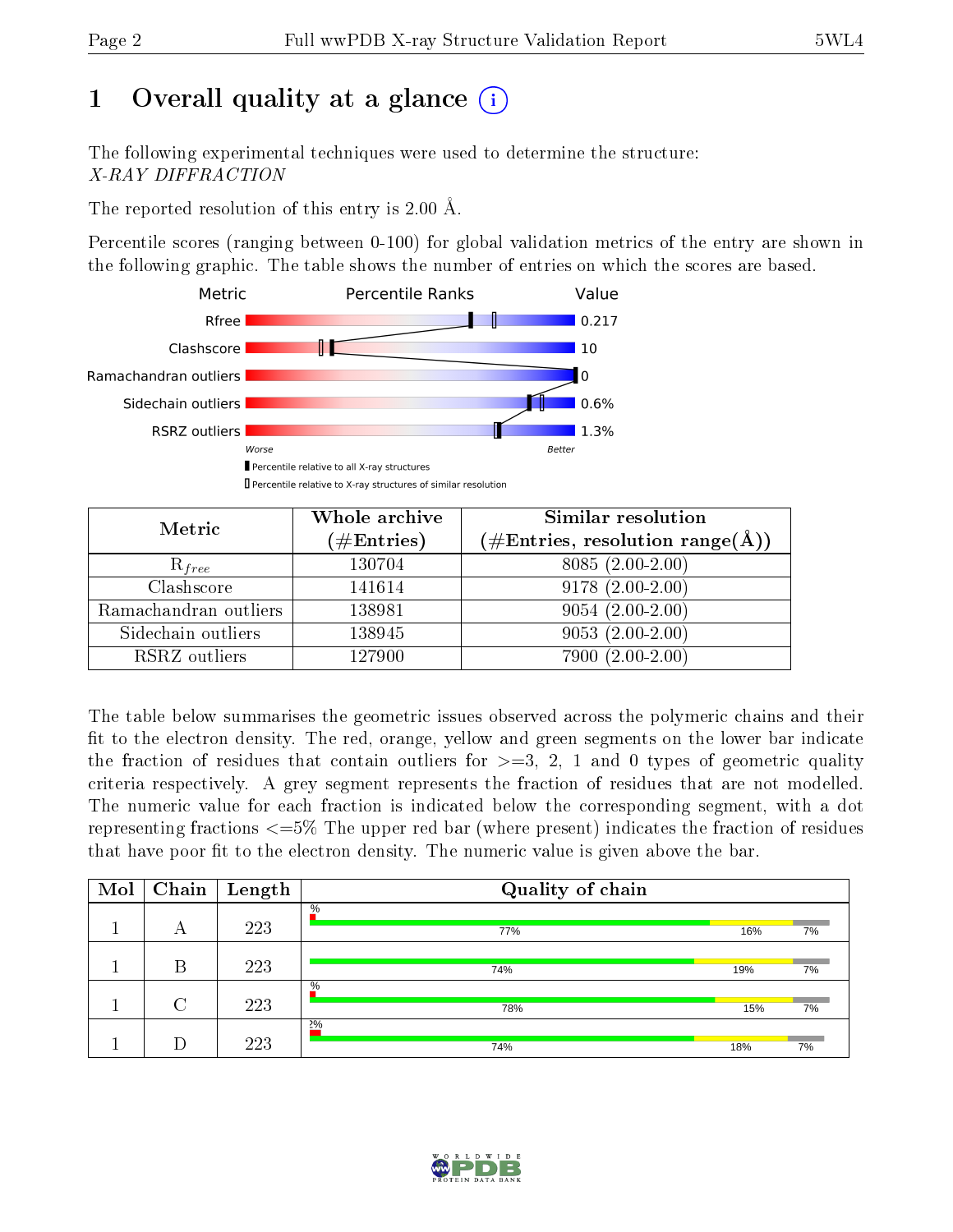# 1 Overall quality at a glance

The following experimental techniques were used to determine the structure:
*X-RAY DIFFRACTION*

The reported resolution of this entry is 2.00 Å.

Percentile scores (ranging between 0-100) for global validation metrics of the entry are shown in the following graphic. The table shows the number of entries on which the scores are based.

| Metric | Value |
|---|---|
| Rfree | 0.217 |
| Clashscore | 10 |
| Ramachandran outliers | 0 |
| Sidechain outliers | 0.6% |
| RSRZ outliers | 1.3% |

Worse — Better

■ Percentile relative to all X-ray structures
□ Percentile relative to X-ray structures of similar resolution

| Metric | Whole archive (#Entries) | Similar resolution (#Entries, resolution range(Å)) |
|---|---|---|
| $R_{free}$ | 130704 | 8085 (2.00-2.00) |
| Clashscore | 141614 | 9178 (2.00-2.00) |
| Ramachandran outliers | 138981 | 9054 (2.00-2.00) |
| Sidechain outliers | 138945 | 9053 (2.00-2.00) |
| RSRZ outliers | 127900 | 7900 (2.00-2.00) |

The table below summarises the geometric issues observed across the polymeric chains and their fit to the electron density. The red, orange, yellow and green segments on the lower bar indicate the fraction of residues that contain outliers for >=3, 2, 1 and 0 types of geometric quality criteria respectively. A grey segment represents the fraction of residues that are not modelled. The numeric value for each fraction is indicated below the corresponding segment, with a dot representing fractions <=5% The upper red bar (where present) indicates the fraction of residues that have poor fit to the electron density. The numeric value is given above the bar.

| Mol | Chain | Length | Quality of chain |
|---|---|---|---|
| 1 | A | 223 | % ; 77% ; 16% ; 7% |
| 1 | B | 223 | 74% ; 19% ; 7% |
| 1 | C | 223 | % ; 78% ; 15% ; 7% |
| 1 | D | 223 | 2% ; 74% ; 18% ; 7% |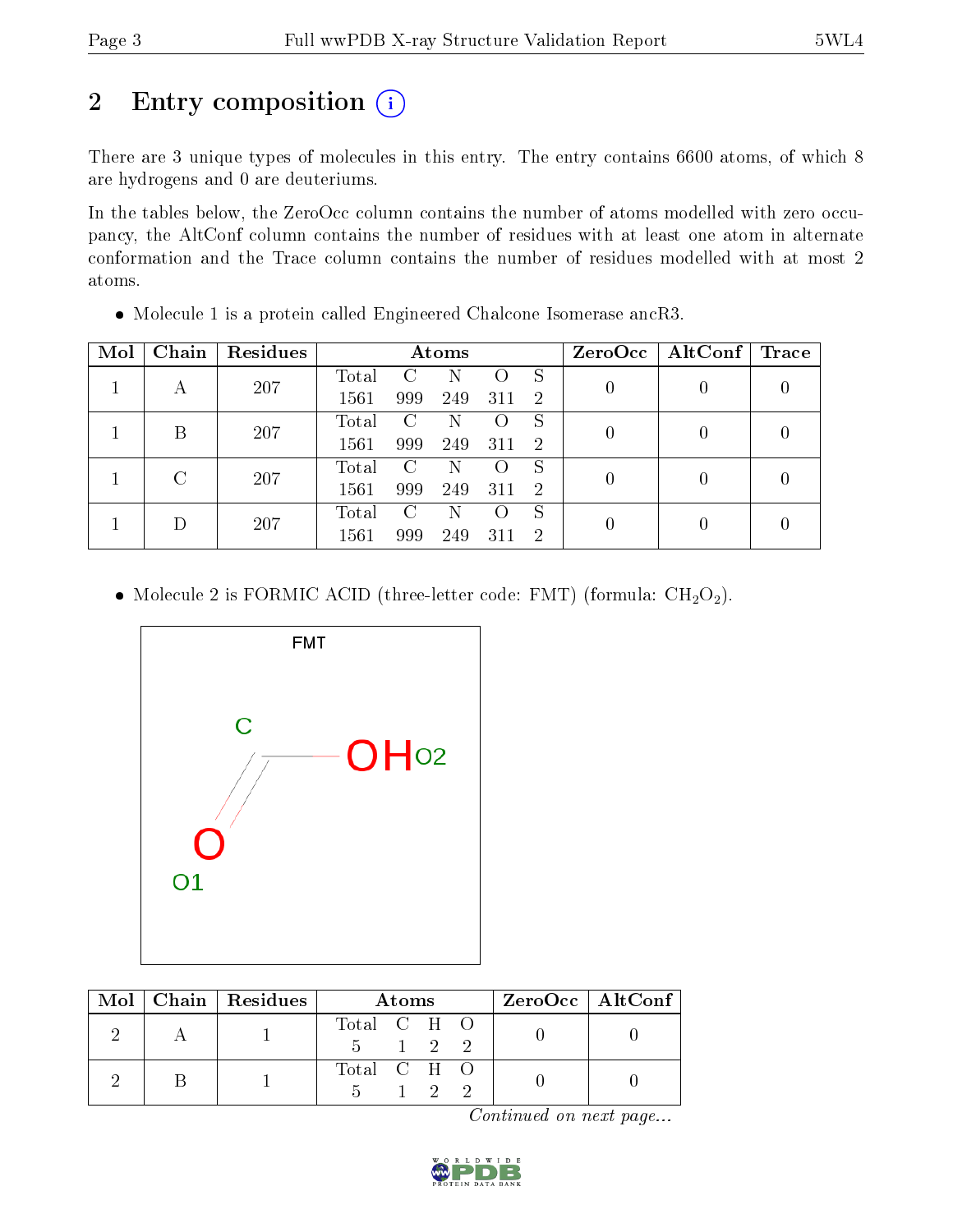# 2 Entry composition (i)

There are 3 unique types of molecules in this entry. The entry contains 6600 atoms, of which 8 are hydrogens and 0 are deuteriums.

In the tables below, the ZeroOcc column contains the number of atoms modelled with zero occupancy, the AltConf column contains the number of residues with at least one atom in alternate conformation and the Trace column contains the number of residues modelled with at most 2 atoms.

- Molecule 1 is a protein called Engineered Chalcone Isomerase ancR3.

| Mol | Chain | Residues | Atoms | | | | | ZeroOcc | AltConf | Trace |
|---|---|---|---|---|---|---|---|---|---|---|
| | | | Total | C | N | O | S | | | |
| 1 | A | 207 | 1561 | 999 | 249 | 311 | 2 | 0 | 0 | 0 |
| 1 | B | 207 | 1561 | 999 | 249 | 311 | 2 | 0 | 0 | 0 |
| 1 | C | 207 | 1561 | 999 | 249 | 311 | 2 | 0 | 0 | 0 |
| 1 | D | 207 | 1561 | 999 | 249 | 311 | 2 | 0 | 0 | 0 |

- Molecule 2 is FORMIC ACID (three-letter code: FMT) (formula: $CH_2O_2$).

| Mol | Chain | Residues | Atoms | | | | ZeroOcc | AltConf |
|---|---|---|---|---|---|---|---|---|
| | | | Total | C | H | O | | |
| 2 | A | 1 | 5 | 1 | 2 | 2 | 0 | 0 |
| 2 | B | 1 | 5 | 1 | 2 | 2 | 0 | 0 |

*Continued on next page...*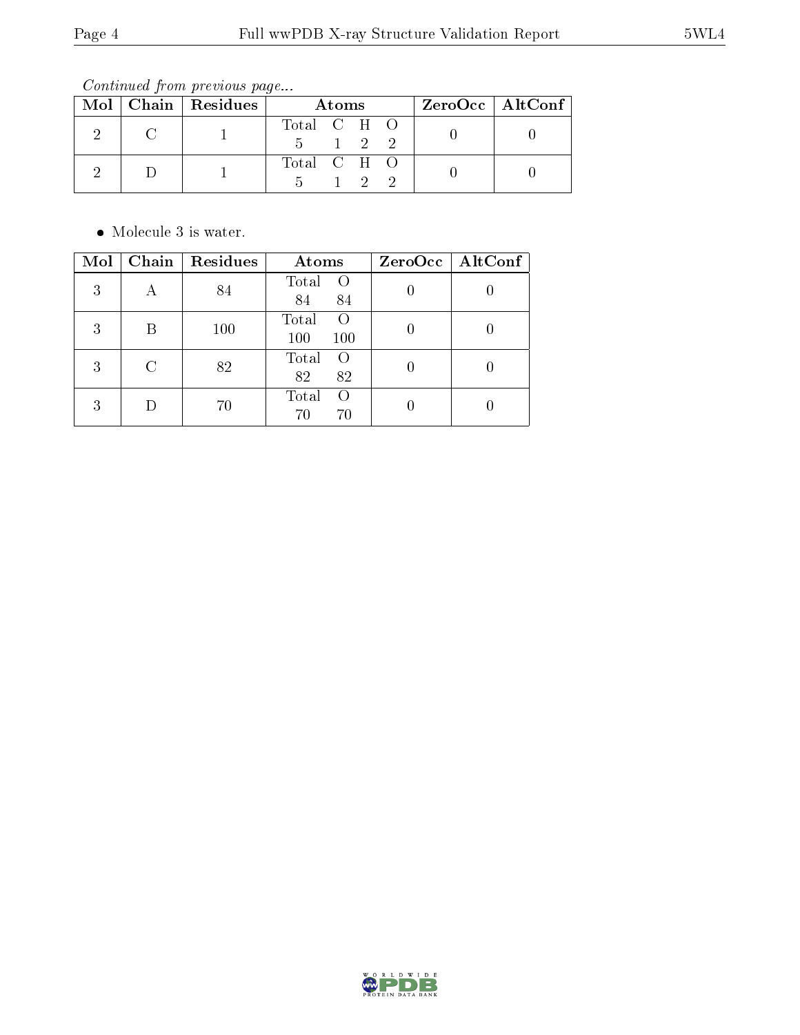*Continued from previous page...*

| Mol | Chain | Residues | Atoms | ZeroOcc | AltConf |
|---|---|---|---|---|---|
| 2 | C | 1 | Total C H O<br>5 1 2 2 | 0 | 0 |
| 2 | D | 1 | Total C H O<br>5 1 2 2 | 0 | 0 |

- Molecule 3 is water.

| Mol | Chain | Residues | Atoms | ZeroOcc | AltConf |
|---|---|---|---|---|---|
| 3 | A | 84 | Total O<br>84 84 | 0 | 0 |
| 3 | B | 100 | Total O<br>100 100 | 0 | 0 |
| 3 | C | 82 | Total O<br>82 82 | 0 | 0 |
| 3 | D | 70 | Total O<br>70 70 | 0 | 0 |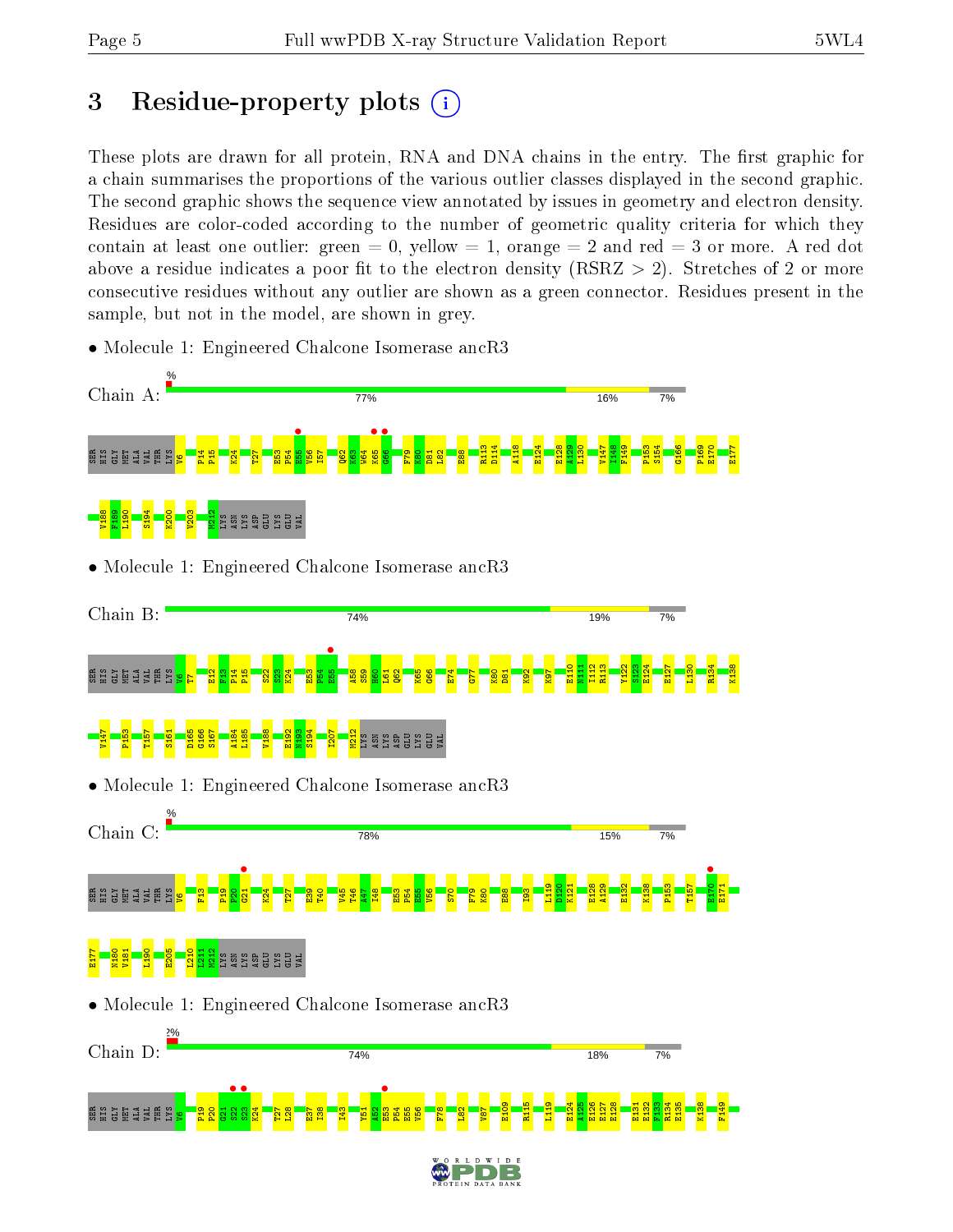# 3 Residue-property plots

These plots are drawn for all protein, RNA and DNA chains in the entry. The first graphic for a chain summarises the proportions of the various outlier classes displayed in the second graphic. The second graphic shows the sequence view annotated by issues in geometry and electron density. Residues are color-coded according to the number of geometric quality criteria for which they contain at least one outlier: green = 0, yellow = 1, orange = 2 and red = 3 or more. A red dot above a residue indicates a poor fit to the electron density (RSRZ > 2). Stretches of 2 or more consecutive residues without any outlier are shown as a green connector. Residues present in the sample, but not in the model, are shown in grey.

- Molecule 1: Engineered Chalcone Isomerase ancR3

Chain A: % 77% 16% 7%

SER HIS GLY MET ALA VAL THR LYS V6 P14 P15 K24 T27 E53 P54 E55 V56 I57 Q62 K63 W64 K65 G66 F79 K80 D81 L82 E88 R113 D114 A118 E124 E128 A129 L130 V147 I148 F149 P153 S154 G166 P169 E170 E177 V188 F189 I190 S194 K200 V203 M212 LYS ASN LYS ASP GLU LYS GLU VAL

- Molecule 1: Engineered Chalcone Isomerase ancR3

Chain B: 74% 19% 7%

SER HIS GLY MET ALA VAL THR LYS V6 T7 E12 F13 P14 P15 S22 S23 K24 E53 P54 E55 A58 S59 H60 L61 Q62 K65 G66 E74 G77 K80 D81 K92 K97 E110 N111 I112 R113 Y122 S123 E124 E127 L130 R134 K138 V147 P153 T157 S161 D165 G166 S167 A184 L185 V188 E192 N193 S194 I207 M212 LYS ASN LYS ASP GLU LYS GLU VAL

- Molecule 1: Engineered Chalcone Isomerase ancR3

Chain C: % 78% 15% 7%

SER HIS GLY MET ALA VAL THR LYS V6 F13 P19 P20 G21 K24 T27 E39 T40 V45 T46 A47 I48 E53 P54 E55 V56 S70 F79 K80 E88 I93 L119 D120 K121 E128 A129 E132 K138 P153 T157 E170 E171 E177 N180 V181 L190 E205 L210 L211 M212 LYS ASN LYS ASP GLU LYS GLU VAL

- Molecule 1: Engineered Chalcone Isomerase ancR3

Chain D: 2% 74% 18% 7%

SER HIS GLY MET ALA VAL THR LYS V6 P19 P20 G21 S22 S23 K24 T27 L28 E37 I38 I43 Y51 A52 E53 P54 E55 V56 F78 L82 V87 E109 R115 L119 E124 A125 E126 E127 E128 E131 E132 F133 R134 E135 K138 F149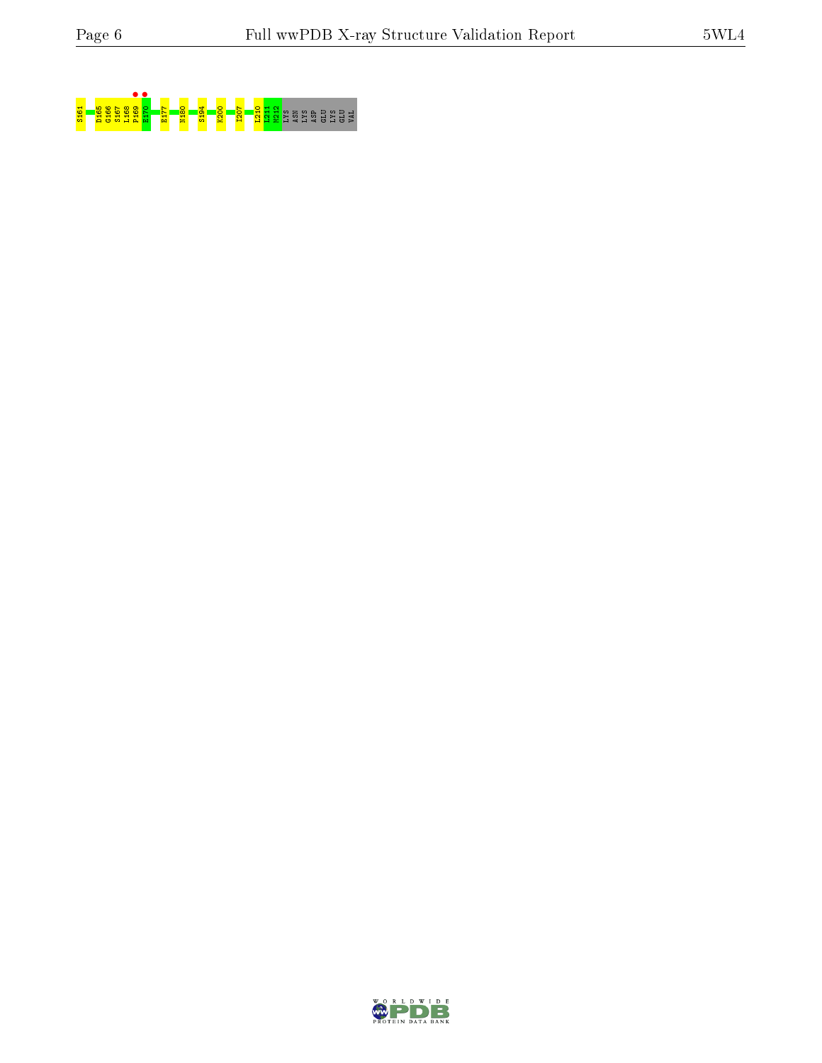S161 D165 G166 S167 L168 P169 E170 E177 N180 S194 K200 I207 L210 L211 M212 LYS ASN LYS ASP GLU LYS GLU VAL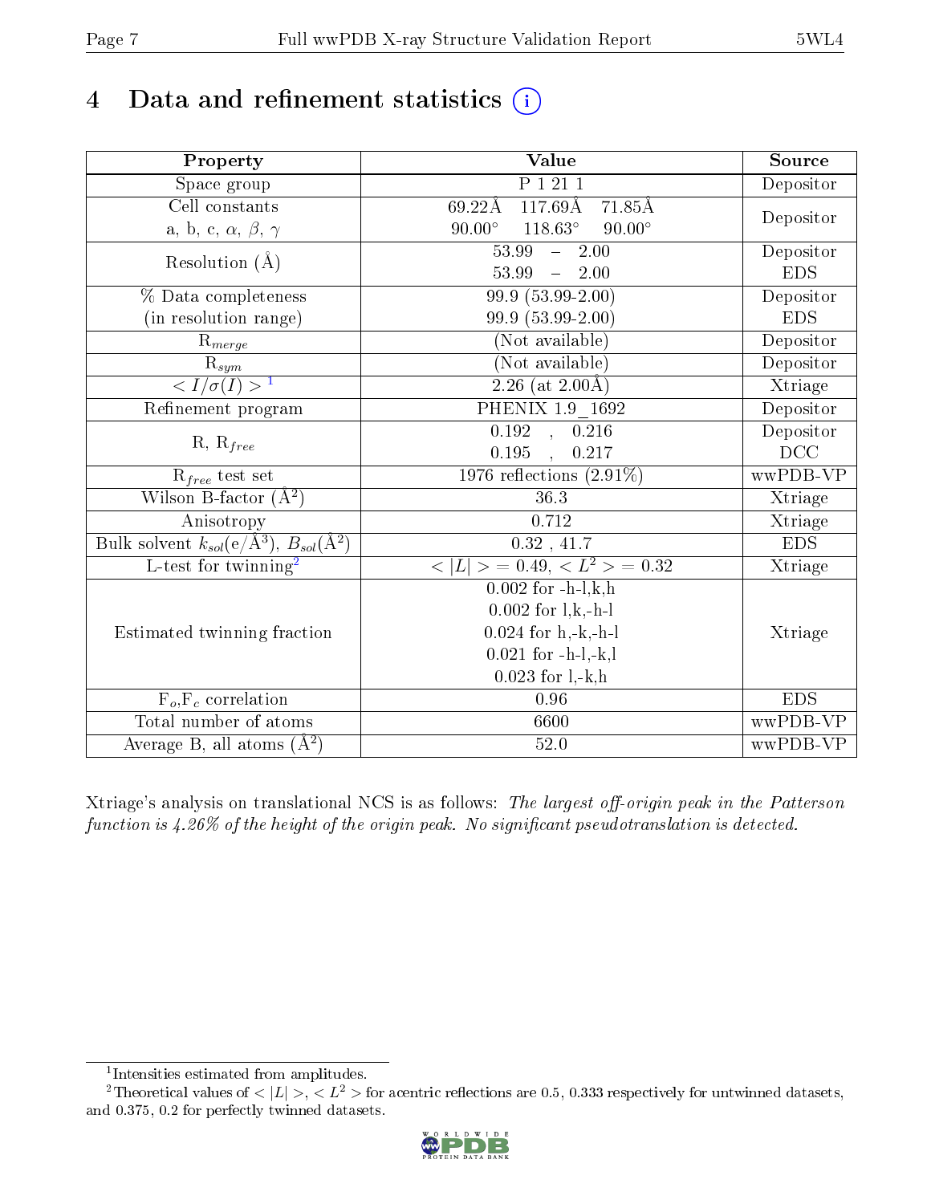# 4 Data and refinement statistics (i)

| Property | Value | Source |
|---|---|---|
| Space group | P 1 21 1 | Depositor |
| Cell constants<br>a, b, c, $\alpha$, $\beta$, $\gamma$ | 69.22Å 117.69Å 71.85Å<br>90.00° 118.63° 90.00° | Depositor |
| Resolution (Å) | 53.99 – 2.00<br>53.99 – 2.00 | Depositor<br>EDS |
| % Data completeness<br>(in resolution range) | 99.9 (53.99-2.00)<br>99.9 (53.99-2.00) | Depositor<br>EDS |
| $R_{merge}$ | (Not available) | Depositor |
| $R_{sym}$ | (Not available) | Depositor |
| $< I/\sigma(I) >$ [1] | 2.26 (at 2.00Å) | Xtriage |
| Refinement program | PHENIX 1.9_1692 | Depositor |
| R, $R_{free}$ | 0.192 , 0.216<br>0.195 , 0.217 | Depositor<br>DCC |
| $R_{free}$ test set | 1976 reflections (2.91%) | wwPDB-VP |
| Wilson B-factor (Å$^2$) | 36.3 | Xtriage |
| Anisotropy | 0.712 | Xtriage |
| Bulk solvent $k_{sol}$(e/Å$^3$), $B_{sol}$(Å$^2$) | 0.32 , 41.7 | EDS |
| L-test for twinning[2] | $< \|L\| >$ = 0.49, $< L^2 >$ = 0.32 | Xtriage |
| Estimated twinning fraction | 0.002 for -h-l,k,h<br>0.002 for l,k,-h-l<br>0.024 for h,-k,-h-l<br>0.021 for -h-l,-k,l<br>0.023 for l,-k,h | Xtriage |
| $F_o$,$F_c$ correlation | 0.96 | EDS |
| Total number of atoms | 6600 | wwPDB-VP |
| Average B, all atoms (Å$^2$) | 52.0 | wwPDB-VP |

Xtriage's analysis on translational NCS is as follows: *The largest off-origin peak in the Patterson function is 4.26% of the height of the origin peak. No significant pseudotranslation is detected.*

[1] Intensities estimated from amplitudes.

[2] Theoretical values of $< |L| >$, $< L^2 >$ for acentric reflections are 0.5, 0.333 respectively for untwinned datasets, and 0.375, 0.2 for perfectly twinned datasets.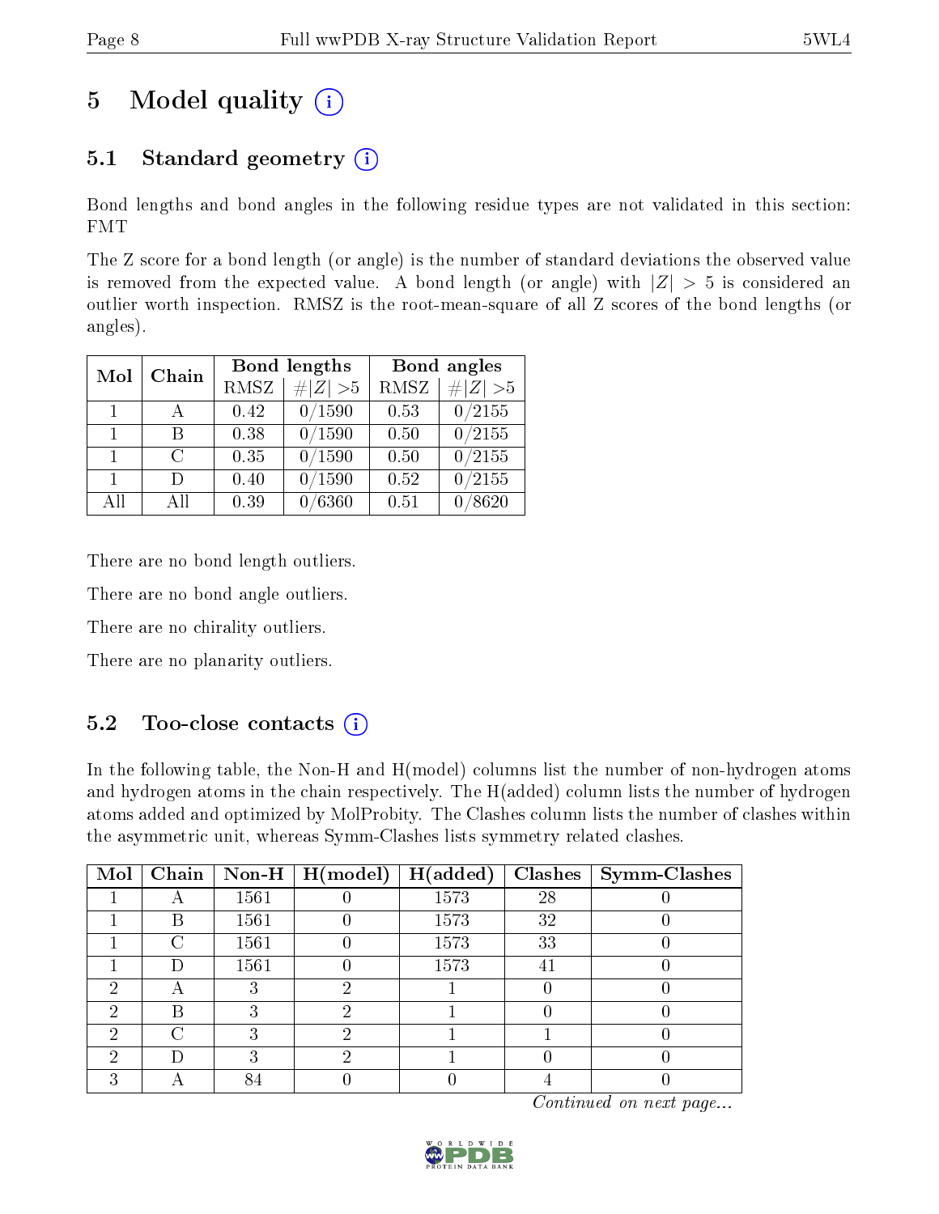# 5 Model quality (i)

## 5.1 Standard geometry (i)

Bond lengths and bond angles in the following residue types are not validated in this section: FMT

The Z score for a bond length (or angle) is the number of standard deviations the observed value is removed from the expected value. A bond length (or angle) with $|Z| > 5$ is considered an outlier worth inspection. RMSZ is the root-mean-square of all Z scores of the bond lengths (or angles).

| Mol | Chain | Bond lengths | | Bond angles | |
|---|---|---|---|---|---|
| | | RMSZ | #$\|Z\|$ >5 | RMSZ | #$\|Z\|$ >5 |
| 1 | A | 0.42 | 0/1590 | 0.53 | 0/2155 |
| 1 | B | 0.38 | 0/1590 | 0.50 | 0/2155 |
| 1 | C | 0.35 | 0/1590 | 0.50 | 0/2155 |
| 1 | D | 0.40 | 0/1590 | 0.52 | 0/2155 |
| All | All | 0.39 | 0/6360 | 0.51 | 0/8620 |

There are no bond length outliers.

There are no bond angle outliers.

There are no chirality outliers.

There are no planarity outliers.

## 5.2 Too-close contacts (i)

In the following table, the Non-H and H(model) columns list the number of non-hydrogen atoms and hydrogen atoms in the chain respectively. The H(added) column lists the number of hydrogen atoms added and optimized by MolProbity. The Clashes column lists the number of clashes within the asymmetric unit, whereas Symm-Clashes lists symmetry related clashes.

| Mol | Chain | Non-H | H(model) | H(added) | Clashes | Symm-Clashes |
|---|---|---|---|---|---|---|
| 1 | A | 1561 | 0 | 1573 | 28 | 0 |
| 1 | B | 1561 | 0 | 1573 | 32 | 0 |
| 1 | C | 1561 | 0 | 1573 | 33 | 0 |
| 1 | D | 1561 | 0 | 1573 | 41 | 0 |
| 2 | A | 3 | 2 | 1 | 0 | 0 |
| 2 | B | 3 | 2 | 1 | 0 | 0 |
| 2 | C | 3 | 2 | 1 | 1 | 0 |
| 2 | D | 3 | 2 | 1 | 0 | 0 |
| 3 | A | 84 | 0 | 0 | 4 | 0 |

*Continued on next page...*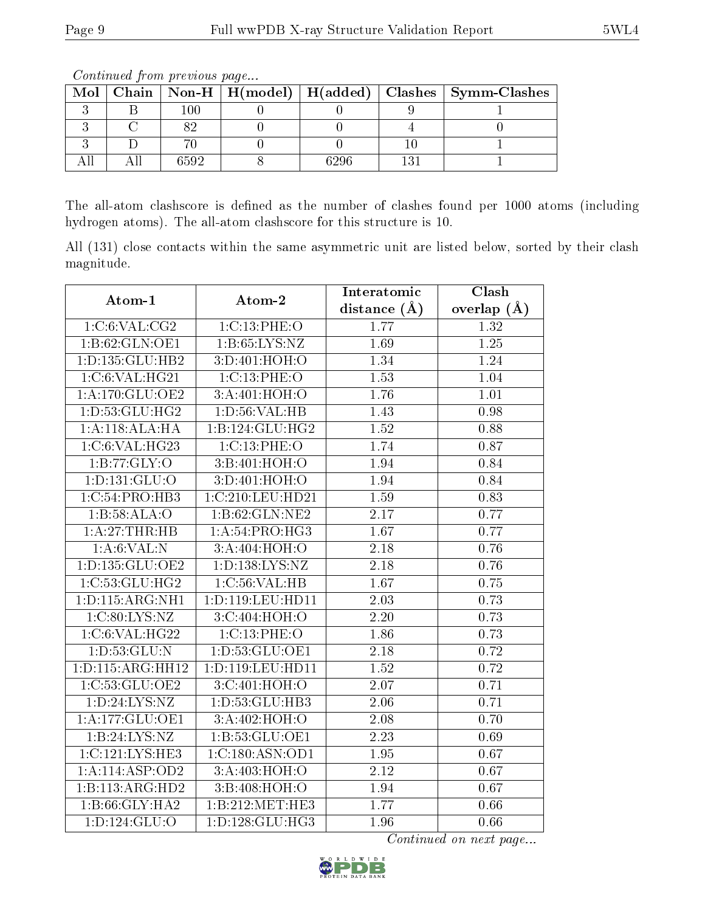*Continued from previous page...*

| Mol | Chain | Non-H | H(model) | H(added) | Clashes | Symm-Clashes |
|---|---|---|---|---|---|---|
| 3 | B | 100 | 0 | 0 | 9 | 1 |
| 3 | C | 82 | 0 | 0 | 4 | 0 |
| 3 | D | 70 | 0 | 0 | 10 | 1 |
| All | All | 6592 | 8 | 6296 | 131 | 1 |

The all-atom clashscore is defined as the number of clashes found per 1000 atoms (including hydrogen atoms). The all-atom clashscore for this structure is 10.

All (131) close contacts within the same asymmetric unit are listed below, sorted by their clash magnitude.

| Atom-1 | Atom-2 | Interatomic distance (Å) | Clash overlap (Å) |
|---|---|---|---|
| 1:C:6:VAL:CG2 | 1:C:13:PHE:O | 1.77 | 1.32 |
| 1:B:62:GLN:OE1 | 1:B:65:LYS:NZ | 1.69 | 1.25 |
| 1:D:135:GLU:HB2 | 3:D:401:HOH:O | 1.34 | 1.24 |
| 1:C:6:VAL:HG21 | 1:C:13:PHE:O | 1.53 | 1.04 |
| 1:A:170:GLU:OE2 | 3:A:401:HOH:O | 1.76 | 1.01 |
| 1:D:53:GLU:HG2 | 1:D:56:VAL:HB | 1.43 | 0.98 |
| 1:A:118:ALA:HA | 1:B:124:GLU:HG2 | 1.52 | 0.88 |
| 1:C:6:VAL:HG23 | 1:C:13:PHE:O | 1.74 | 0.87 |
| 1:B:77:GLY:O | 3:B:401:HOH:O | 1.94 | 0.84 |
| 1:D:131:GLU:O | 3:D:401:HOH:O | 1.94 | 0.84 |
| 1:C:54:PRO:HB3 | 1:C:210:LEU:HD21 | 1.59 | 0.83 |
| 1:B:58:ALA:O | 1:B:62:GLN:NE2 | 2.17 | 0.77 |
| 1:A:27:THR:HB | 1:A:54:PRO:HG3 | 1.67 | 0.77 |
| 1:A:6:VAL:N | 3:A:404:HOH:O | 2.18 | 0.76 |
| 1:D:135:GLU:OE2 | 1:D:138:LYS:NZ | 2.18 | 0.76 |
| 1:C:53:GLU:HG2 | 1:C:56:VAL:HB | 1.67 | 0.75 |
| 1:D:115:ARG:NH1 | 1:D:119:LEU:HD11 | 2.03 | 0.73 |
| 1:C:80:LYS:NZ | 3:C:404:HOH:O | 2.20 | 0.73 |
| 1:C:6:VAL:HG22 | 1:C:13:PHE:O | 1.86 | 0.73 |
| 1:D:53:GLU:N | 1:D:53:GLU:OE1 | 2.18 | 0.72 |
| 1:D:115:ARG:HH12 | 1:D:119:LEU:HD11 | 1.52 | 0.72 |
| 1:C:53:GLU:OE2 | 3:C:401:HOH:O | 2.07 | 0.71 |
| 1:D:24:LYS:NZ | 1:D:53:GLU:HB3 | 2.06 | 0.71 |
| 1:A:177:GLU:OE1 | 3:A:402:HOH:O | 2.08 | 0.70 |
| 1:B:24:LYS:NZ | 1:B:53:GLU:OE1 | 2.23 | 0.69 |
| 1:C:121:LYS:HE3 | 1:C:180:ASN:OD1 | 1.95 | 0.67 |
| 1:A:114:ASP:OD2 | 3:A:403:HOH:O | 2.12 | 0.67 |
| 1:B:113:ARG:HD2 | 3:B:408:HOH:O | 1.94 | 0.67 |
| 1:B:66:GLY:HA2 | 1:B:212:MET:HE3 | 1.77 | 0.66 |
| 1:D:124:GLU:O | 1:D:128:GLU:HG3 | 1.96 | 0.66 |

*Continued on next page...*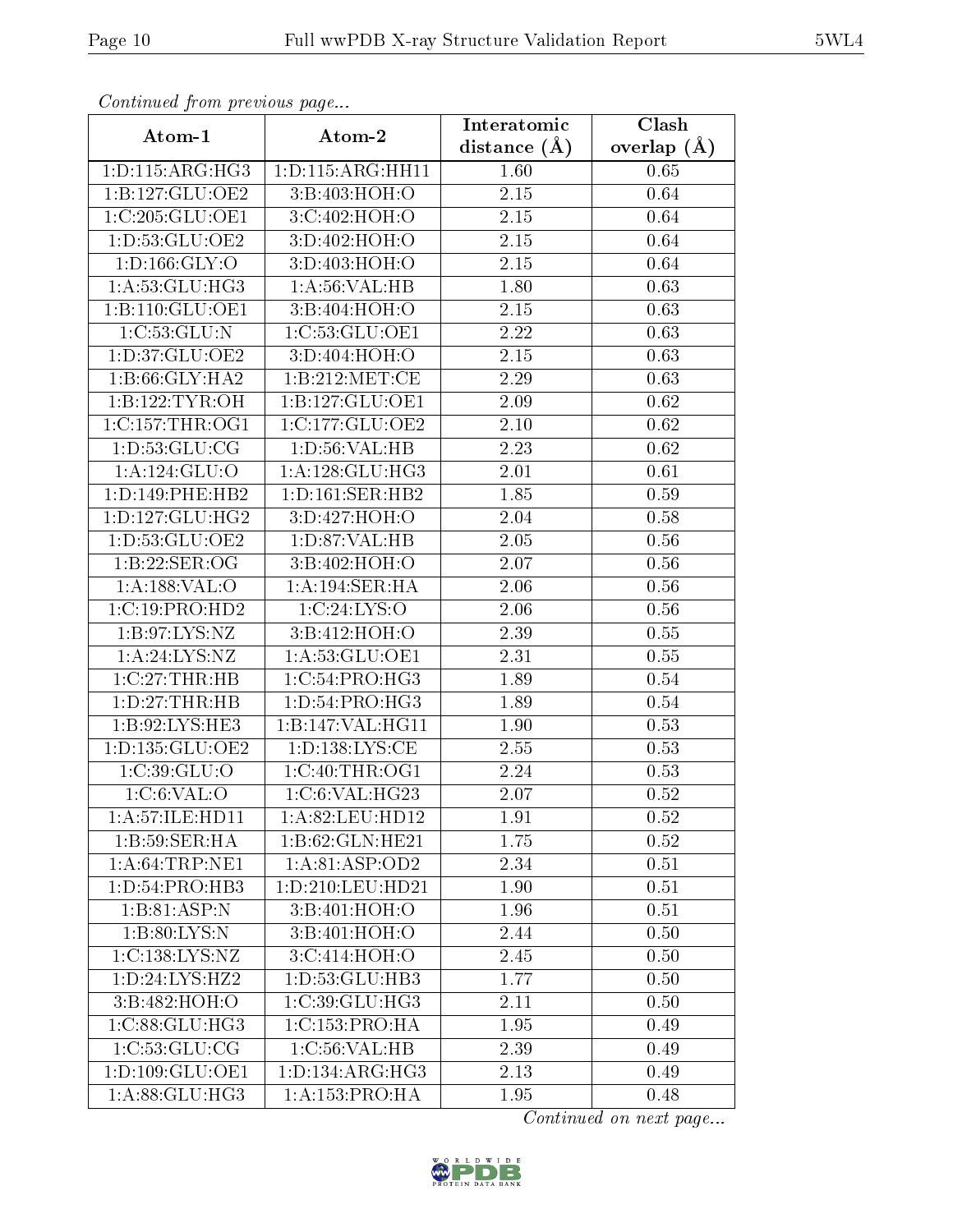*Continued from previous page...*

| Atom-1 | Atom-2 | Interatomic distance (Å) | Clash overlap (Å) |
|---|---|---|---|
| 1:D:115:ARG:HG3 | 1:D:115:ARG:HH11 | 1.60 | 0.65 |
| 1:B:127:GLU:OE2 | 3:B:403:HOH:O | 2.15 | 0.64 |
| 1:C:205:GLU:OE1 | 3:C:402:HOH:O | 2.15 | 0.64 |
| 1:D:53:GLU:OE2 | 3:D:402:HOH:O | 2.15 | 0.64 |
| 1:D:166:GLY:O | 3:D:403:HOH:O | 2.15 | 0.64 |
| 1:A:53:GLU:HG3 | 1:A:56:VAL:HB | 1.80 | 0.63 |
| 1:B:110:GLU:OE1 | 3:B:404:HOH:O | 2.15 | 0.63 |
| 1:C:53:GLU:N | 1:C:53:GLU:OE1 | 2.22 | 0.63 |
| 1:D:37:GLU:OE2 | 3:D:404:HOH:O | 2.15 | 0.63 |
| 1:B:66:GLY:HA2 | 1:B:212:MET:CE | 2.29 | 0.63 |
| 1:B:122:TYR:OH | 1:B:127:GLU:OE1 | 2.09 | 0.62 |
| 1:C:157:THR:OG1 | 1:C:177:GLU:OE2 | 2.10 | 0.62 |
| 1:D:53:GLU:CG | 1:D:56:VAL:HB | 2.23 | 0.62 |
| 1:A:124:GLU:O | 1:A:128:GLU:HG3 | 2.01 | 0.61 |
| 1:D:149:PHE:HB2 | 1:D:161:SER:HB2 | 1.85 | 0.59 |
| 1:D:127:GLU:HG2 | 3:D:427:HOH:O | 2.04 | 0.58 |
| 1:D:53:GLU:OE2 | 1:D:87:VAL:HB | 2.05 | 0.56 |
| 1:B:22:SER:OG | 3:B:402:HOH:O | 2.07 | 0.56 |
| 1:A:188:VAL:O | 1:A:194:SER:HA | 2.06 | 0.56 |
| 1:C:19:PRO:HD2 | 1:C:24:LYS:O | 2.06 | 0.56 |
| 1:B:97:LYS:NZ | 3:B:412:HOH:O | 2.39 | 0.55 |
| 1:A:24:LYS:NZ | 1:A:53:GLU:OE1 | 2.31 | 0.55 |
| 1:C:27:THR:HB | 1:C:54:PRO:HG3 | 1.89 | 0.54 |
| 1:D:27:THR:HB | 1:D:54:PRO:HG3 | 1.89 | 0.54 |
| 1:B:92:LYS:HE3 | 1:B:147:VAL:HG11 | 1.90 | 0.53 |
| 1:D:135:GLU:OE2 | 1:D:138:LYS:CE | 2.55 | 0.53 |
| 1:C:39:GLU:O | 1:C:40:THR:OG1 | 2.24 | 0.53 |
| 1:C:6:VAL:O | 1:C:6:VAL:HG23 | 2.07 | 0.52 |
| 1:A:57:ILE:HD11 | 1:A:82:LEU:HD12 | 1.91 | 0.52 |
| 1:B:59:SER:HA | 1:B:62:GLN:HE21 | 1.75 | 0.52 |
| 1:A:64:TRP:NE1 | 1:A:81:ASP:OD2 | 2.34 | 0.51 |
| 1:D:54:PRO:HB3 | 1:D:210:LEU:HD21 | 1.90 | 0.51 |
| 1:B:81:ASP:N | 3:B:401:HOH:O | 1.96 | 0.51 |
| 1:B:80:LYS:N | 3:B:401:HOH:O | 2.44 | 0.50 |
| 1:C:138:LYS:NZ | 3:C:414:HOH:O | 2.45 | 0.50 |
| 1:D:24:LYS:HZ2 | 1:D:53:GLU:HB3 | 1.77 | 0.50 |
| 3:B:482:HOH:O | 1:C:39:GLU:HG3 | 2.11 | 0.50 |
| 1:C:88:GLU:HG3 | 1:C:153:PRO:HA | 1.95 | 0.49 |
| 1:C:53:GLU:CG | 1:C:56:VAL:HB | 2.39 | 0.49 |
| 1:D:109:GLU:OE1 | 1:D:134:ARG:HG3 | 2.13 | 0.49 |
| 1:A:88:GLU:HG3 | 1:A:153:PRO:HA | 1.95 | 0.48 |

*Continued on next page...*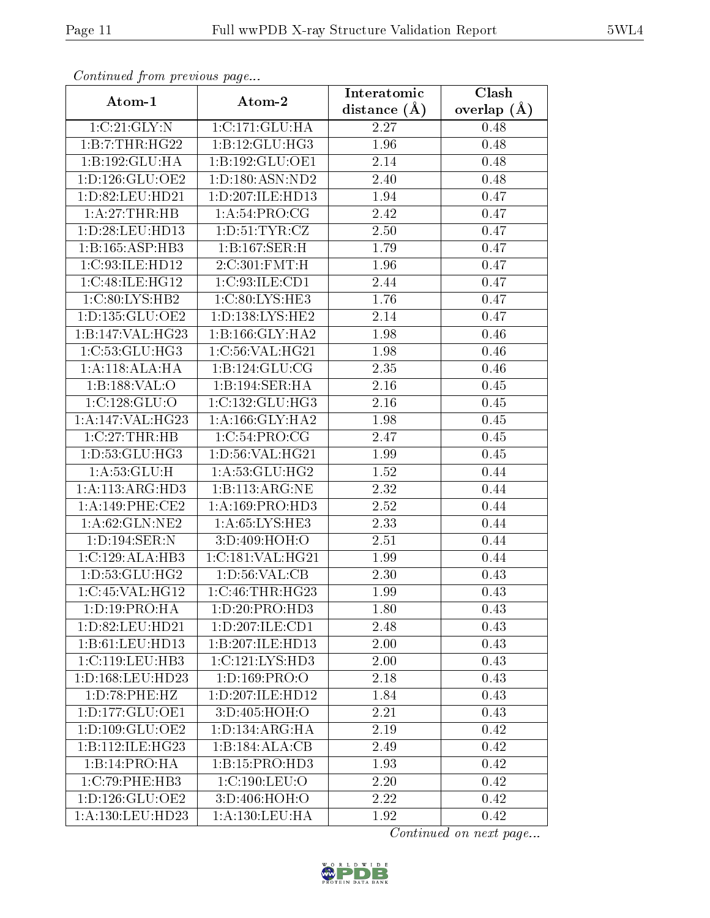*Continued from previous page...*

| Atom-1 | Atom-2 | Interatomic distance (Å) | Clash overlap (Å) |
| --- | --- | --- | --- |
| 1:C:21:GLY:N | 1:C:171:GLU:HA | 2.27 | 0.48 |
| 1:B:7:THR:HG22 | 1:B:12:GLU:HG3 | 1.96 | 0.48 |
| 1:B:192:GLU:HA | 1:B:192:GLU:OE1 | 2.14 | 0.48 |
| 1:D:126:GLU:OE2 | 1:D:180:ASN:ND2 | 2.40 | 0.48 |
| 1:D:82:LEU:HD21 | 1:D:207:ILE:HD13 | 1.94 | 0.47 |
| 1:A:27:THR:HB | 1:A:54:PRO:CG | 2.42 | 0.47 |
| 1:D:28:LEU:HD13 | 1:D:51:TYR:CZ | 2.50 | 0.47 |
| 1:B:165:ASP:HB3 | 1:B:167:SER:H | 1.79 | 0.47 |
| 1:C:93:ILE:HD12 | 2:C:301:FMT:H | 1.96 | 0.47 |
| 1:C:48:ILE:HG12 | 1:C:93:ILE:CD1 | 2.44 | 0.47 |
| 1:C:80:LYS:HB2 | 1:C:80:LYS:HE3 | 1.76 | 0.47 |
| 1:D:135:GLU:OE2 | 1:D:138:LYS:HE2 | 2.14 | 0.47 |
| 1:B:147:VAL:HG23 | 1:B:166:GLY:HA2 | 1.98 | 0.46 |
| 1:C:53:GLU:HG3 | 1:C:56:VAL:HG21 | 1.98 | 0.46 |
| 1:A:118:ALA:HA | 1:B:124:GLU:CG | 2.35 | 0.46 |
| 1:B:188:VAL:O | 1:B:194:SER:HA | 2.16 | 0.45 |
| 1:C:128:GLU:O | 1:C:132:GLU:HG3 | 2.16 | 0.45 |
| 1:A:147:VAL:HG23 | 1:A:166:GLY:HA2 | 1.98 | 0.45 |
| 1:C:27:THR:HB | 1:C:54:PRO:CG | 2.47 | 0.45 |
| 1:D:53:GLU:HG3 | 1:D:56:VAL:HG21 | 1.99 | 0.45 |
| 1:A:53:GLU:H | 1:A:53:GLU:HG2 | 1.52 | 0.44 |
| 1:A:113:ARG:HD3 | 1:B:113:ARG:NE | 2.32 | 0.44 |
| 1:A:149:PHE:CE2 | 1:A:169:PRO:HD3 | 2.52 | 0.44 |
| 1:A:62:GLN:NE2 | 1:A:65:LYS:HE3 | 2.33 | 0.44 |
| 1:D:194:SER:N | 3:D:409:HOH:O | 2.51 | 0.44 |
| 1:C:129:ALA:HB3 | 1:C:181:VAL:HG21 | 1.99 | 0.44 |
| 1:D:53:GLU:HG2 | 1:D:56:VAL:CB | 2.30 | 0.43 |
| 1:C:45:VAL:HG12 | 1:C:46:THR:HG23 | 1.99 | 0.43 |
| 1:D:19:PRO:HA | 1:D:20:PRO:HD3 | 1.80 | 0.43 |
| 1:D:82:LEU:HD21 | 1:D:207:ILE:CD1 | 2.48 | 0.43 |
| 1:B:61:LEU:HD13 | 1:B:207:ILE:HD13 | 2.00 | 0.43 |
| 1:C:119:LEU:HB3 | 1:C:121:LYS:HD3 | 2.00 | 0.43 |
| 1:D:168:LEU:HD23 | 1:D:169:PRO:O | 2.18 | 0.43 |
| 1:D:78:PHE:HZ | 1:D:207:ILE:HD12 | 1.84 | 0.43 |
| 1:D:177:GLU:OE1 | 3:D:405:HOH:O | 2.21 | 0.43 |
| 1:D:109:GLU:OE2 | 1:D:134:ARG:HA | 2.19 | 0.42 |
| 1:B:112:ILE:HG23 | 1:B:184:ALA:CB | 2.49 | 0.42 |
| 1:B:14:PRO:HA | 1:B:15:PRO:HD3 | 1.93 | 0.42 |
| 1:C:79:PHE:HB3 | 1:C:190:LEU:O | 2.20 | 0.42 |
| 1:D:126:GLU:OE2 | 3:D:406:HOH:O | 2.22 | 0.42 |
| 1:A:130:LEU:HD23 | 1:A:130:LEU:HA | 1.92 | 0.42 |

*Continued on next page...*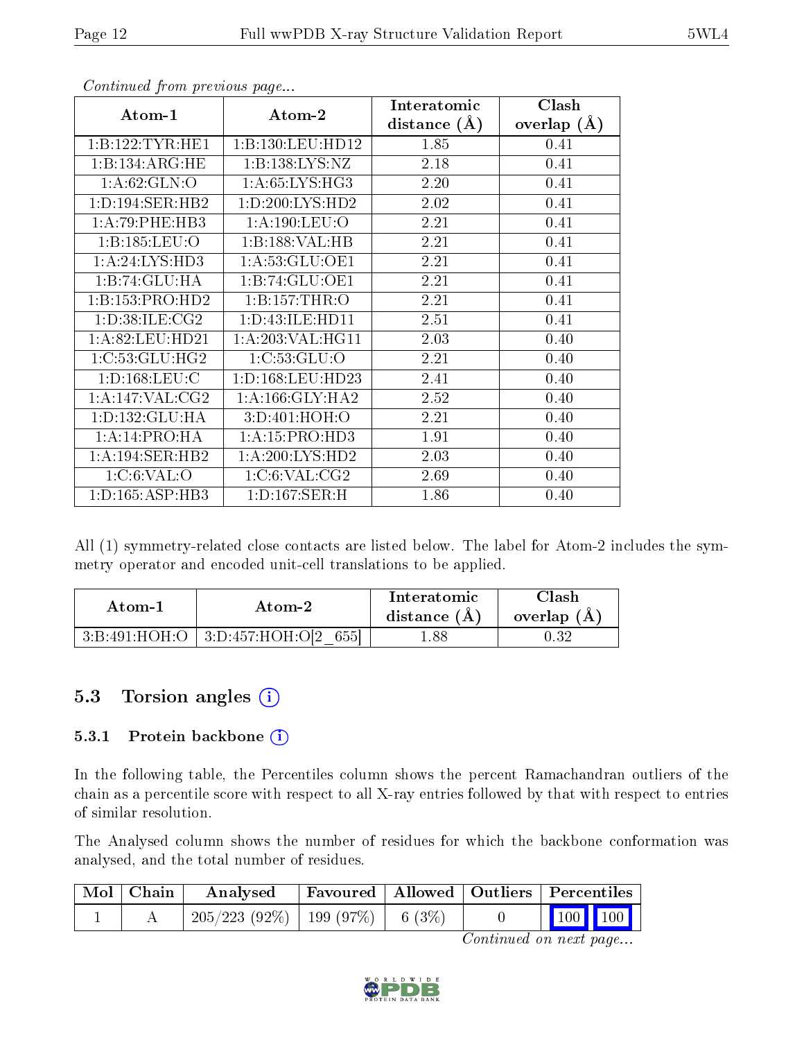*Continued from previous page...*

| Atom-1 | Atom-2 | Interatomic distance (Å) | Clash overlap (Å) |
|---|---|---|---|
| 1:B:122:TYR:HE1 | 1:B:130:LEU:HD12 | 1.85 | 0.41 |
| 1:B:134:ARG:HE | 1:B:138:LYS:NZ | 2.18 | 0.41 |
| 1:A:62:GLN:O | 1:A:65:LYS:HG3 | 2.20 | 0.41 |
| 1:D:194:SER:HB2 | 1:D:200:LYS:HD2 | 2.02 | 0.41 |
| 1:A:79:PHE:HB3 | 1:A:190:LEU:O | 2.21 | 0.41 |
| 1:B:185:LEU:O | 1:B:188:VAL:HB | 2.21 | 0.41 |
| 1:A:24:LYS:HD3 | 1:A:53:GLU:OE1 | 2.21 | 0.41 |
| 1:B:74:GLU:HA | 1:B:74:GLU:OE1 | 2.21 | 0.41 |
| 1:B:153:PRO:HD2 | 1:B:157:THR:O | 2.21 | 0.41 |
| 1:D:38:ILE:CG2 | 1:D:43:ILE:HD11 | 2.51 | 0.41 |
| 1:A:82:LEU:HD21 | 1:A:203:VAL:HG11 | 2.03 | 0.40 |
| 1:C:53:GLU:HG2 | 1:C:53:GLU:O | 2.21 | 0.40 |
| 1:D:168:LEU:C | 1:D:168:LEU:HD23 | 2.41 | 0.40 |
| 1:A:147:VAL:CG2 | 1:A:166:GLY:HA2 | 2.52 | 0.40 |
| 1:D:132:GLU:HA | 3:D:401:HOH:O | 2.21 | 0.40 |
| 1:A:14:PRO:HA | 1:A:15:PRO:HD3 | 1.91 | 0.40 |
| 1:A:194:SER:HB2 | 1:A:200:LYS:HD2 | 2.03 | 0.40 |
| 1:C:6:VAL:O | 1:C:6:VAL:CG2 | 2.69 | 0.40 |
| 1:D:165:ASP:HB3 | 1:D:167:SER:H | 1.86 | 0.40 |

All (1) symmetry-related close contacts are listed below. The label for Atom-2 includes the symmetry operator and encoded unit-cell translations to be applied.

| Atom-1 | Atom-2 | Interatomic distance (Å) | Clash overlap (Å) |
|---|---|---|---|
| 3:B:491:HOH:O | 3:D:457:HOH:O[2_655] | 1.88 | 0.32 |

## 5.3 Torsion angles

### 5.3.1 Protein backbone

In the following table, the Percentiles column shows the percent Ramachandran outliers of the chain as a percentile score with respect to all X-ray entries followed by that with respect to entries of similar resolution.

The Analysed column shows the number of residues for which the backbone conformation was analysed, and the total number of residues.

| Mol | Chain | Analysed | Favoured | Allowed | Outliers | Percentiles | |
|---|---|---|---|---|---|---|---|
| 1 | A | 205/223 (92%) | 199 (97%) | 6 (3%) | 0 | 100 | 100 |

*Continued on next page...*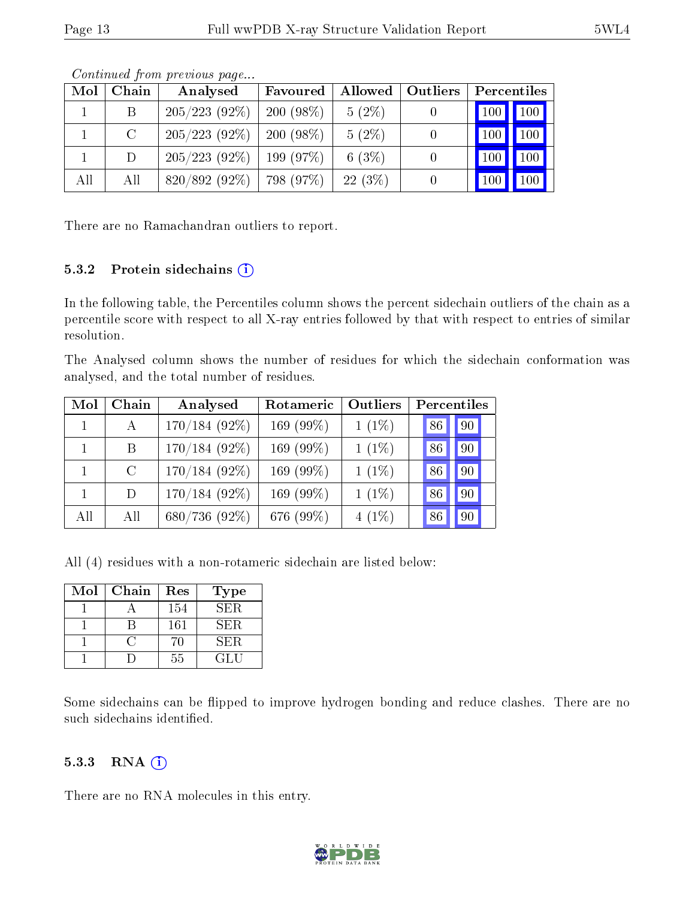*Continued from previous page...*

| Mol | Chain | Analysed | Favoured | Allowed | Outliers | Percentiles | |
|---|---|---|---|---|---|---|---|
| 1 | B | 205/223 (92%) | 200 (98%) | 5 (2%) | 0 | 100 | 100 |
| 1 | C | 205/223 (92%) | 200 (98%) | 5 (2%) | 0 | 100 | 100 |
| 1 | D | 205/223 (92%) | 199 (97%) | 6 (3%) | 0 | 100 | 100 |
| All | All | 820/892 (92%) | 798 (97%) | 22 (3%) | 0 | 100 | 100 |

There are no Ramachandran outliers to report.

### 5.3.2 Protein sidechains

In the following table, the Percentiles column shows the percent sidechain outliers of the chain as a percentile score with respect to all X-ray entries followed by that with respect to entries of similar resolution.

The Analysed column shows the number of residues for which the sidechain conformation was analysed, and the total number of residues.

| Mol | Chain | Analysed | Rotameric | Outliers | Percentiles | |
|---|---|---|---|---|---|---|
| 1 | A | 170/184 (92%) | 169 (99%) | 1 (1%) | 86 | 90 |
| 1 | B | 170/184 (92%) | 169 (99%) | 1 (1%) | 86 | 90 |
| 1 | C | 170/184 (92%) | 169 (99%) | 1 (1%) | 86 | 90 |
| 1 | D | 170/184 (92%) | 169 (99%) | 1 (1%) | 86 | 90 |
| All | All | 680/736 (92%) | 676 (99%) | 4 (1%) | 86 | 90 |

All (4) residues with a non-rotameric sidechain are listed below:

| Mol | Chain | Res | Type |
|---|---|---|---|
| 1 | A | 154 | SER |
| 1 | B | 161 | SER |
| 1 | C | 70 | SER |
| 1 | D | 55 | GLU |

Some sidechains can be flipped to improve hydrogen bonding and reduce clashes. There are no such sidechains identified.

### 5.3.3 RNA

There are no RNA molecules in this entry.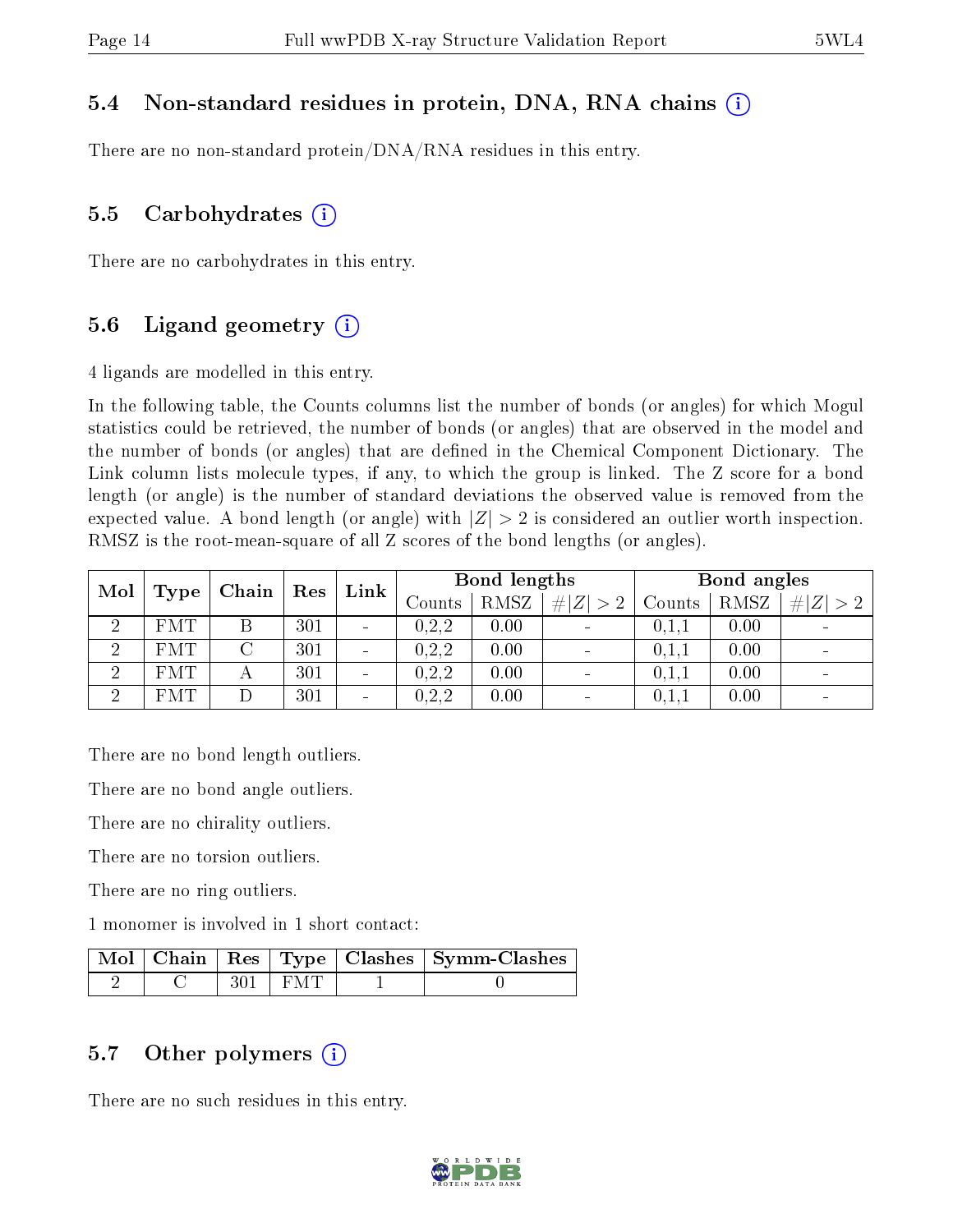### 5.4 Non-standard residues in protein, DNA, RNA chains

There are no non-standard protein/DNA/RNA residues in this entry.

### 5.5 Carbohydrates

There are no carbohydrates in this entry.

### 5.6 Ligand geometry

4 ligands are modelled in this entry.

In the following table, the Counts columns list the number of bonds (or angles) for which Mogul statistics could be retrieved, the number of bonds (or angles) that are observed in the model and the number of bonds (or angles) that are defined in the Chemical Component Dictionary. The Link column lists molecule types, if any, to which the group is linked. The Z score for a bond length (or angle) is the number of standard deviations the observed value is removed from the expected value. A bond length (or angle) with $|Z| > 2$ is considered an outlier worth inspection. RMSZ is the root-mean-square of all Z scores of the bond lengths (or angles).

| Mol | Type | Chain | Res | Link | Bond lengths | | | Bond angles | | |
|---|---|---|---|---|---|---|---|---|---|---|
| | | | | | Counts | RMSZ | $\#\|Z\| > 2$ | Counts | RMSZ | $\#\|Z\| > 2$ |
| 2 | FMT | B | 301 | - | 0,2,2 | 0.00 | - | 0,1,1 | 0.00 | - |
| 2 | FMT | C | 301 | - | 0,2,2 | 0.00 | - | 0,1,1 | 0.00 | - |
| 2 | FMT | A | 301 | - | 0,2,2 | 0.00 | - | 0,1,1 | 0.00 | - |
| 2 | FMT | D | 301 | - | 0,2,2 | 0.00 | - | 0,1,1 | 0.00 | - |

There are no bond length outliers.

There are no bond angle outliers.

There are no chirality outliers.

There are no torsion outliers.

There are no ring outliers.

1 monomer is involved in 1 short contact:

| Mol | Chain | Res | Type | Clashes | Symm-Clashes |
|---|---|---|---|---|---|
| 2 | C | 301 | FMT | 1 | 0 |

### 5.7 Other polymers

There are no such residues in this entry.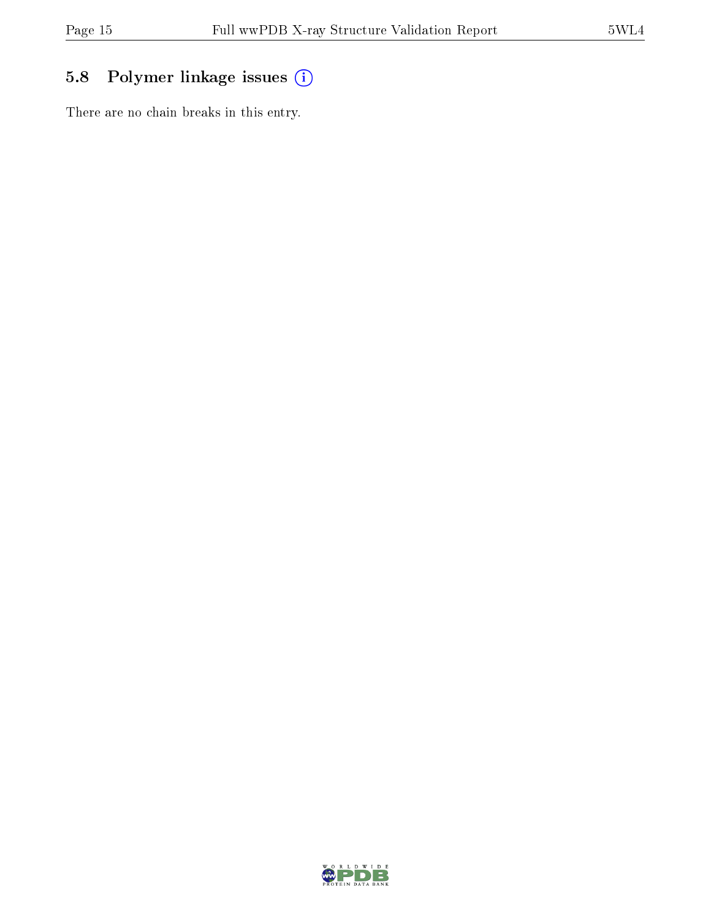## 5.8 Polymer linkage issues (i)

There are no chain breaks in this entry.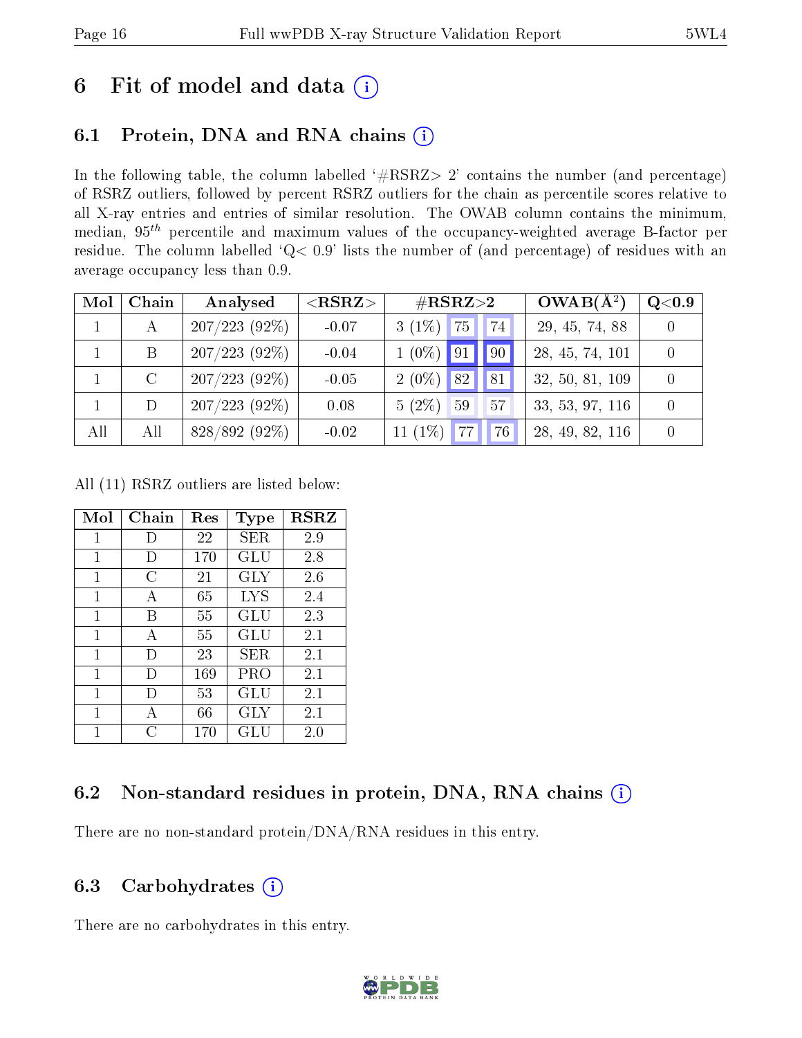# 6 Fit of model and data

## 6.1 Protein, DNA and RNA chains

In the following table, the column labelled '#RSRZ> 2' contains the number (and percentage) of RSRZ outliers, followed by percent RSRZ outliers for the chain as percentile scores relative to all X-ray entries and entries of similar resolution. The OWAB column contains the minimum, median, $95^{th}$ percentile and maximum values of the occupancy-weighted average B-factor per residue. The column labelled 'Q< 0.9' lists the number of (and percentage) of residues with an average occupancy less than 0.9.

| Mol | Chain | Analysed | <RSRZ> | #RSRZ>2 | | | OWAB(Å²) | Q<0.9 |
|---|---|---|---|---|---|---|---|---|
| 1 | A | 207/223 (92%) | -0.07 | 3 (1%) | 75 | 74 | 29, 45, 74, 88 | 0 |
| 1 | B | 207/223 (92%) | -0.04 | 1 (0%) | 91 | 90 | 28, 45, 74, 101 | 0 |
| 1 | C | 207/223 (92%) | -0.05 | 2 (0%) | 82 | 81 | 32, 50, 81, 109 | 0 |
| 1 | D | 207/223 (92%) | 0.08 | 5 (2%) | 59 | 57 | 33, 53, 97, 116 | 0 |
| All | All | 828/892 (92%) | -0.02 | 11 (1%) | 77 | 76 | 28, 49, 82, 116 | 0 |

All (11) RSRZ outliers are listed below:

| Mol | Chain | Res | Type | RSRZ |
|---|---|---|---|---|
| 1 | D | 22 | SER | 2.9 |
| 1 | D | 170 | GLU | 2.8 |
| 1 | C | 21 | GLY | 2.6 |
| 1 | A | 65 | LYS | 2.4 |
| 1 | B | 55 | GLU | 2.3 |
| 1 | A | 55 | GLU | 2.1 |
| 1 | D | 23 | SER | 2.1 |
| 1 | D | 169 | PRO | 2.1 |
| 1 | D | 53 | GLU | 2.1 |
| 1 | A | 66 | GLY | 2.1 |
| 1 | C | 170 | GLU | 2.0 |

## 6.2 Non-standard residues in protein, DNA, RNA chains

There are no non-standard protein/DNA/RNA residues in this entry.

## 6.3 Carbohydrates

There are no carbohydrates in this entry.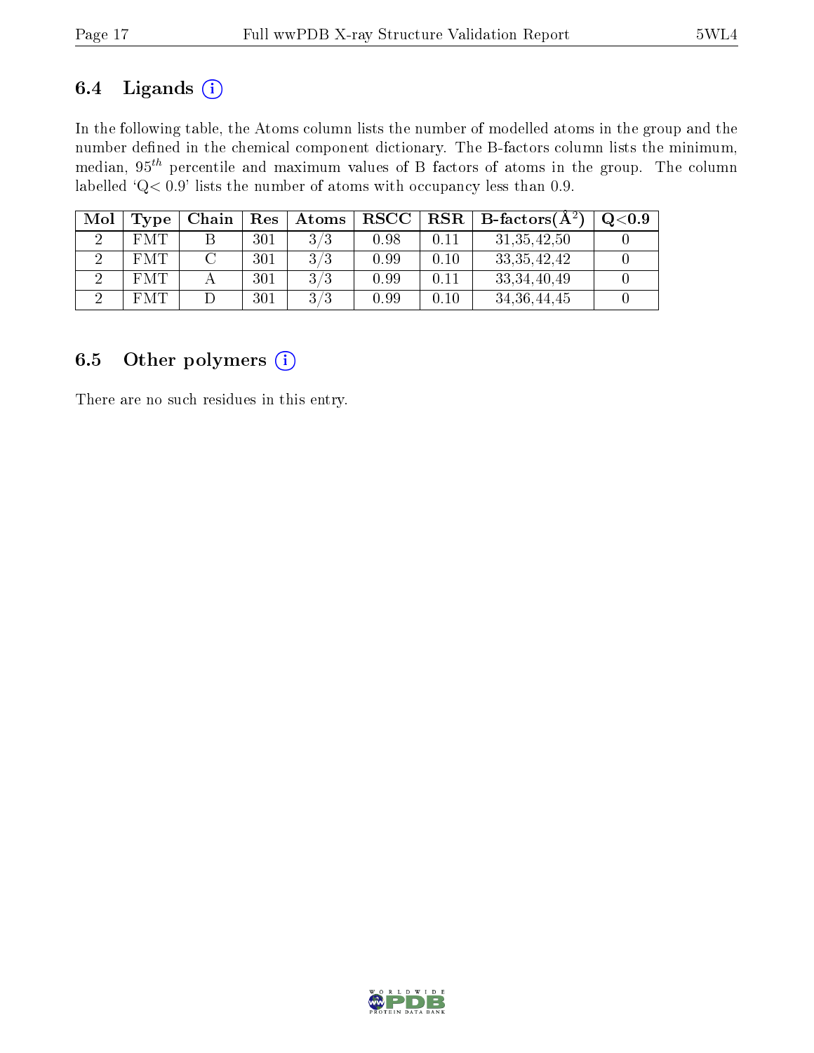## 6.4 Ligands ⓘ

In the following table, the Atoms column lists the number of modelled atoms in the group and the number defined in the chemical component dictionary. The B-factors column lists the minimum, median, $95^{th}$ percentile and maximum values of B factors of atoms in the group. The column labelled 'Q< 0.9' lists the number of atoms with occupancy less than 0.9.

| Mol | Type | Chain | Res | Atoms | RSCC | RSR | B-factors($Å^2$) | Q<0.9 |
|---|---|---|---|---|---|---|---|---|
| 2 | FMT | B | 301 | 3/3 | 0.98 | 0.11 | 31,35,42,50 | 0 |
| 2 | FMT | C | 301 | 3/3 | 0.99 | 0.10 | 33,35,42,42 | 0 |
| 2 | FMT | A | 301 | 3/3 | 0.99 | 0.11 | 33,34,40,49 | 0 |
| 2 | FMT | D | 301 | 3/3 | 0.99 | 0.10 | 34,36,44,45 | 0 |

## 6.5 Other polymers ⓘ

There are no such residues in this entry.